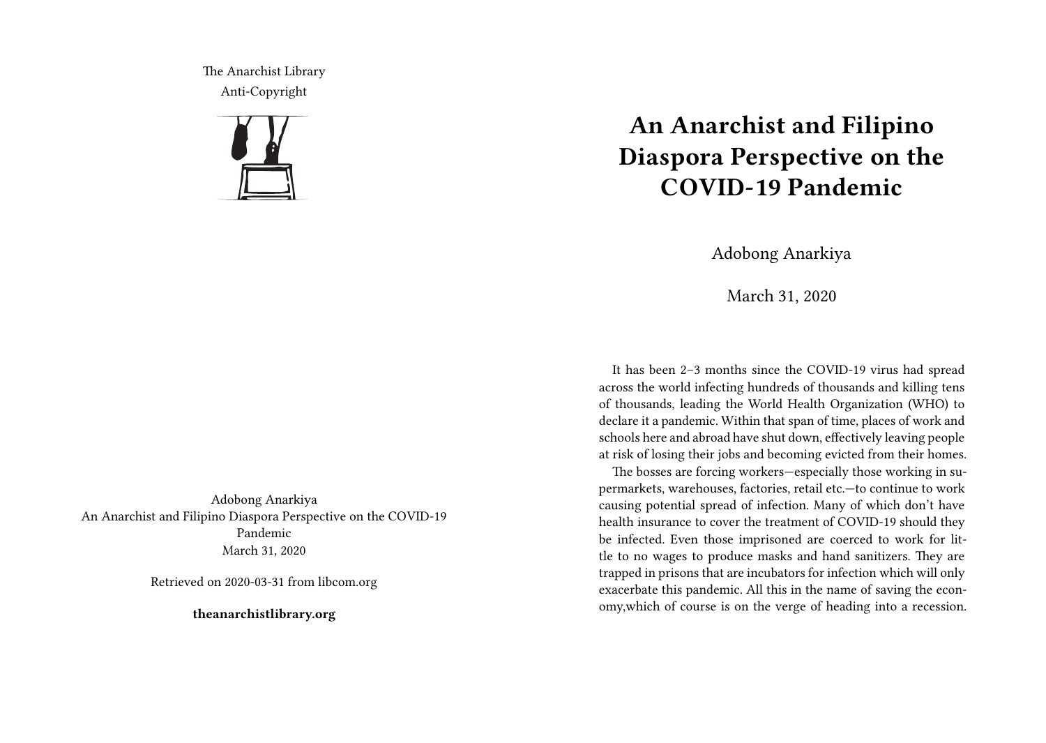The Anarchist Library
Anti-Copyright

Adobong Anarkiya
An Anarchist and Filipino Diaspora Perspective on the COVID-19 Pandemic
March 31, 2020

Retrieved on 2020-03-31 from libcom.org

**theanarchistlibrary.org**

# An Anarchist and Filipino Diaspora Perspective on the COVID-19 Pandemic

Adobong Anarkiya

March 31, 2020

It has been 2–3 months since the COVID-19 virus had spread across the world infecting hundreds of thousands and killing tens of thousands, leading the World Health Organization (WHO) to declare it a pandemic. Within that span of time, places of work and schools here and abroad have shut down, effectively leaving people at risk of losing their jobs and becoming evicted from their homes.

The bosses are forcing workers—especially those working in supermarkets, warehouses, factories, retail etc.—to continue to work causing potential spread of infection. Many of which don't have health insurance to cover the treatment of COVID-19 should they be infected. Even those imprisoned are coerced to work for little to no wages to produce masks and hand sanitizers. They are trapped in prisons that are incubators for infection which will only exacerbate this pandemic. All this in the name of saving the economy,which of course is on the verge of heading into a recession.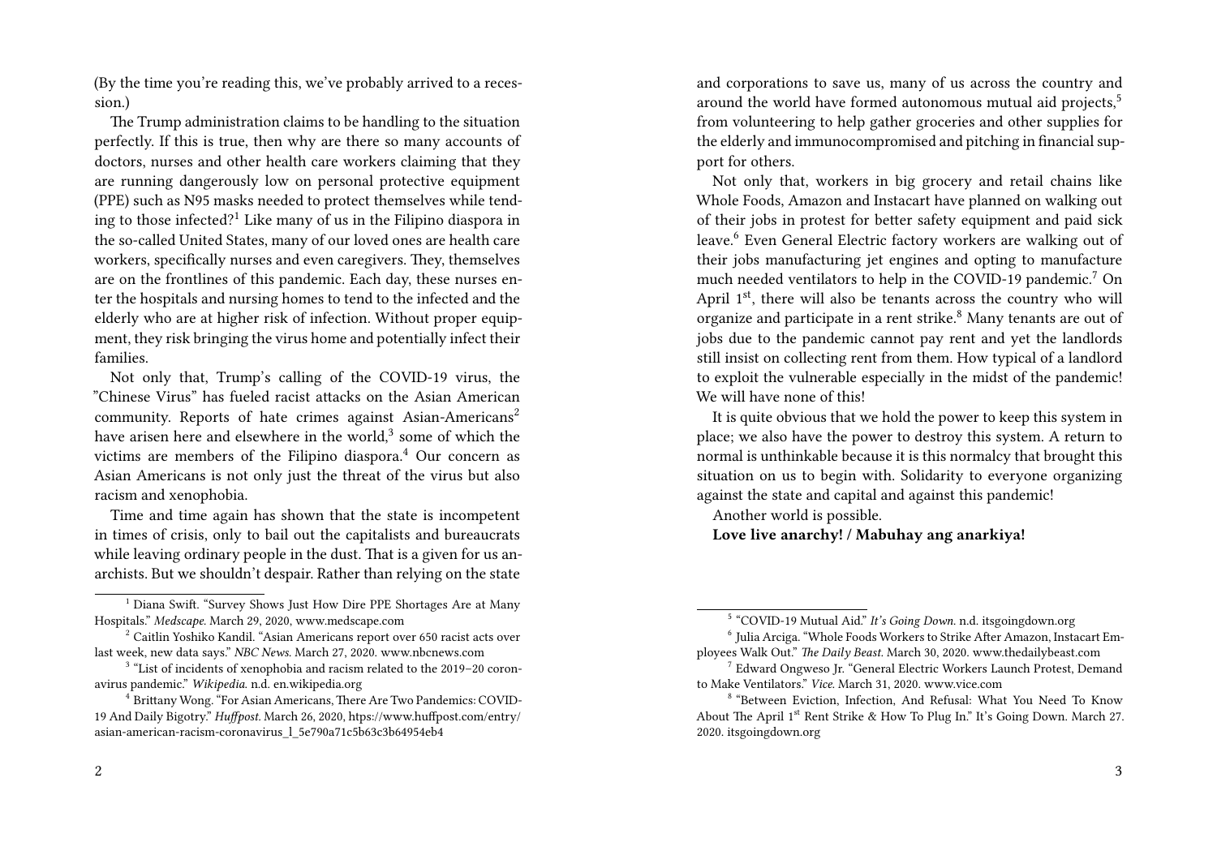(By the time you're reading this, we've probably arrived to a recession.)

The Trump administration claims to be handling to the situation perfectly. If this is true, then why are there so many accounts of doctors, nurses and other health care workers claiming that they are running dangerously low on personal protective equipment (PPE) such as N95 masks needed to protect themselves while tending to those infected?[1] Like many of us in the Filipino diaspora in the so-called United States, many of our loved ones are health care workers, specifically nurses and even caregivers. They, themselves are on the frontlines of this pandemic. Each day, these nurses enter the hospitals and nursing homes to tend to the infected and the elderly who are at higher risk of infection. Without proper equipment, they risk bringing the virus home and potentially infect their families.

Not only that, Trump's calling of the COVID-19 virus, the "Chinese Virus" has fueled racist attacks on the Asian American community. Reports of hate crimes against Asian-Americans[2] have arisen here and elsewhere in the world,[3] some of which the victims are members of the Filipino diaspora.[4] Our concern as Asian Americans is not only just the threat of the virus but also racism and xenophobia.

Time and time again has shown that the state is incompetent in times of crisis, only to bail out the capitalists and bureaucrats while leaving ordinary people in the dust. That is a given for us anarchists. But we shouldn't despair. Rather than relying on the state and corporations to save us, many of us across the country and around the world have formed autonomous mutual aid projects,[5] from volunteering to help gather groceries and other supplies for the elderly and immunocompromised and pitching in financial support for others.

Not only that, workers in big grocery and retail chains like Whole Foods, Amazon and Instacart have planned on walking out of their jobs in protest for better safety equipment and paid sick leave.[6] Even General Electric factory workers are walking out of their jobs manufacturing jet engines and opting to manufacture much needed ventilators to help in the COVID-19 pandemic.[7] On April 1st, there will also be tenants across the country who will organize and participate in a rent strike.[8] Many tenants are out of jobs due to the pandemic cannot pay rent and yet the landlords still insist on collecting rent from them. How typical of a landlord to exploit the vulnerable especially in the midst of the pandemic! We will have none of this!

It is quite obvious that we hold the power to keep this system in place; we also have the power to destroy this system. A return to normal is unthinkable because it is this normalcy that brought this situation on us to begin with. Solidarity to everyone organizing against the state and capital and against this pandemic!

Another world is possible.

**Love live anarchy! / Mabuhay ang anarkiya!**

---

[1] Diana Swift. "Survey Shows Just How Dire PPE Shortages Are at Many Hospitals." *Medscape.* March 29, 2020, www.medscape.com

[2] Caitlin Yoshiko Kandil. "Asian Americans report over 650 racist acts over last week, new data says." *NBC News.* March 27, 2020. www.nbcnews.com

[3] "List of incidents of xenophobia and racism related to the 2019–20 coronavirus pandemic." *Wikipedia.* n.d. en.wikipedia.org

[4] Brittany Wong. "For Asian Americans, There Are Two Pandemics: COVID-19 And Daily Bigotry." *Huffpost.* March 26, 2020, htps://www.huffpost.com/entry/asian-american-racism-coronavirus_l_5e790a71c5b63c3b64954eb4

[5] "COVID-19 Mutual Aid." *It's Going Down.* n.d. itsgoingdown.org

[6] Julia Arciga. "Whole Foods Workers to Strike After Amazon, Instacart Employees Walk Out." *The Daily Beast.* March 30, 2020. www.thedailybeast.com

[7] Edward Ongweso Jr. "General Electric Workers Launch Protest, Demand to Make Ventilators." *Vice.* March 31, 2020. www.vice.com

[8] "Between Eviction, Infection, And Refusal: What You Need To Know About The April 1st Rent Strike & How To Plug In." It's Going Down. March 27. 2020. itsgoingdown.org